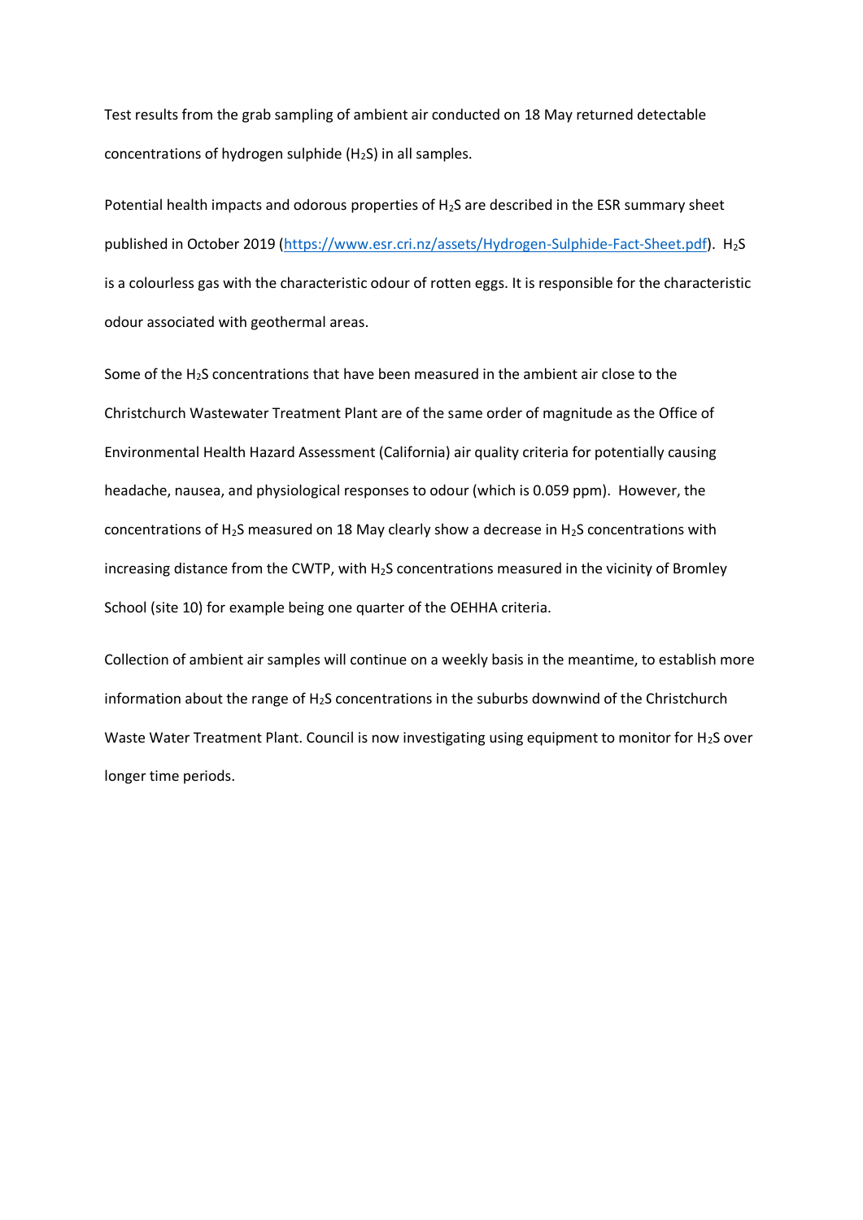Test results from the grab sampling of ambient air conducted on 18 May returned detectable concentrations of hydrogen sulphide ($H_2S$) in all samples.

Potential health impacts and odorous properties of $H_2S$ are described in the ESR summary sheet published in October 2019 (https://www.esr.cri.nz/assets/Hydrogen-Sulphide-Fact-Sheet.pdf). $H_2S$ is a colourless gas with the characteristic odour of rotten eggs. It is responsible for the characteristic odour associated with geothermal areas.

Some of the $H_2S$ concentrations that have been measured in the ambient air close to the Christchurch Wastewater Treatment Plant are of the same order of magnitude as the Office of Environmental Health Hazard Assessment (California) air quality criteria for potentially causing headache, nausea, and physiological responses to odour (which is 0.059 ppm). However, the concentrations of $H_2S$ measured on 18 May clearly show a decrease in $H_2S$ concentrations with increasing distance from the CWTP, with $H_2S$ concentrations measured in the vicinity of Bromley School (site 10) for example being one quarter of the OEHHA criteria.

Collection of ambient air samples will continue on a weekly basis in the meantime, to establish more information about the range of $H_2S$ concentrations in the suburbs downwind of the Christchurch Waste Water Treatment Plant. Council is now investigating using equipment to monitor for $H_2S$ over longer time periods.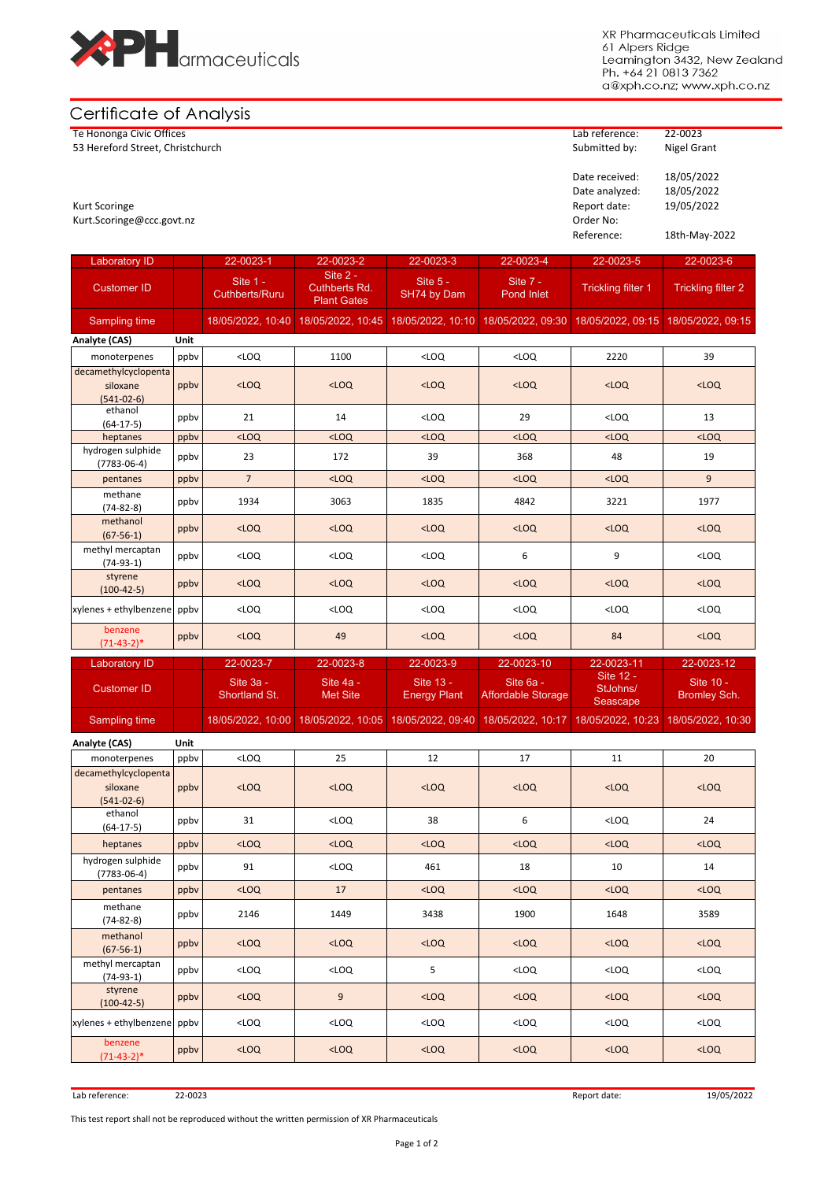XR Pharmaceuticals Limited
61 Alpers Ridge
Leamington 3432, New Zealand
Ph. +64 21 0813 7362
a@xph.co.nz; www.xph.co.nz

# Certificate of Analysis

Te Hononga Civic Offices
53 Hereford Street, Christchurch

Kurt Scoringe
Kurt.Scoringe@ccc.govt.nz

| | |
|---|---|
| Lab reference: | 22-0023 |
| Submitted by: | Nigel Grant |
| Date received: | 18/05/2022 |
| Date analyzed: | 18/05/2022 |
| Report date: | 19/05/2022 |
| Order No: | |
| Reference: | 18th-May-2022 |

| Laboratory ID | | 22-0023-1 | 22-0023-2 | 22-0023-3 | 22-0023-4 | 22-0023-5 | 22-0023-6 |
|---|---|---|---|---|---|---|---|
| Customer ID | | Site 1 - Cuthberts/Ruru | Site 2 - Cuthberts Rd. Plant Gates | Site 5 - SH74 by Dam | Site 7 - Pond Inlet | Trickling filter 1 | Trickling filter 2 |
| Sampling time | | 18/05/2022, 10:40 | 18/05/2022, 10:45 | 18/05/2022, 10:10 | 18/05/2022, 09:30 | 18/05/2022, 09:15 | 18/05/2022, 09:15 |
| **Analyte (CAS)** | **Unit** | | | | | | |
| monoterpenes | ppbv | <LOQ | 1100 | <LOQ | <LOQ | 2220 | 39 |
| decamethylcyclopentasiloxane (541-02-6) | ppbv | <LOQ | <LOQ | <LOQ | <LOQ | <LOQ | <LOQ |
| ethanol (64-17-5) | ppbv | 21 | 14 | <LOQ | 29 | <LOQ | 13 |
| heptanes | ppbv | <LOQ | <LOQ | <LOQ | <LOQ | <LOQ | <LOQ |
| hydrogen sulphide (7783-06-4) | ppbv | 23 | 172 | 39 | 368 | 48 | 19 |
| pentanes | ppbv | 7 | <LOQ | <LOQ | <LOQ | <LOQ | 9 |
| methane (74-82-8) | ppbv | 1934 | 3063 | 1835 | 4842 | 3221 | 1977 |
| methanol (67-56-1) | ppbv | <LOQ | <LOQ | <LOQ | <LOQ | <LOQ | <LOQ |
| methyl mercaptan (74-93-1) | ppbv | <LOQ | <LOQ | <LOQ | 6 | 9 | <LOQ |
| styrene (100-42-5) | ppbv | <LOQ | <LOQ | <LOQ | <LOQ | <LOQ | <LOQ |
| xylenes + ethylbenzene | ppbv | <LOQ | <LOQ | <LOQ | <LOQ | <LOQ | <LOQ |
| benzene (71-43-2)* | ppbv | <LOQ | 49 | <LOQ | <LOQ | 84 | <LOQ |

| Laboratory ID | | 22-0023-7 | 22-0023-8 | 22-0023-9 | 22-0023-10 | 22-0023-11 | 22-0023-12 |
|---|---|---|---|---|---|---|---|
| Customer ID | | Site 3a - Shortland St. | Site 4a - Met Site | Site 13 - Energy Plant | Site 6a - Affordable Storage | Site 12 - StJohns/ Seascape | Site 10 - Bromley Sch. |
| Sampling time | | 18/05/2022, 10:00 | 18/05/2022, 10:05 | 18/05/2022, 09:40 | 18/05/2022, 10:17 | 18/05/2022, 10:23 | 18/05/2022, 10:30 |
| **Analyte (CAS)** | **Unit** | | | | | | |
| monoterpenes | ppbv | <LOQ | 25 | 12 | 17 | 11 | 20 |
| decamethylcyclopentasiloxane (541-02-6) | ppbv | <LOQ | <LOQ | <LOQ | <LOQ | <LOQ | <LOQ |
| ethanol (64-17-5) | ppbv | 31 | <LOQ | 38 | 6 | <LOQ | 24 |
| heptanes | ppbv | <LOQ | <LOQ | <LOQ | <LOQ | <LOQ | <LOQ |
| hydrogen sulphide (7783-06-4) | ppbv | 91 | <LOQ | 461 | 18 | 10 | 14 |
| pentanes | ppbv | <LOQ | 17 | <LOQ | <LOQ | <LOQ | <LOQ |
| methane (74-82-8) | ppbv | 2146 | 1449 | 3438 | 1900 | 1648 | 3589 |
| methanol (67-56-1) | ppbv | <LOQ | <LOQ | <LOQ | <LOQ | <LOQ | <LOQ |
| methyl mercaptan (74-93-1) | ppbv | <LOQ | <LOQ | 5 | <LOQ | <LOQ | <LOQ |
| styrene (100-42-5) | ppbv | <LOQ | 9 | <LOQ | <LOQ | <LOQ | <LOQ |
| xylenes + ethylbenzene | ppbv | <LOQ | <LOQ | <LOQ | <LOQ | <LOQ | <LOQ |
| benzene (71-43-2)* | ppbv | <LOQ | <LOQ | <LOQ | <LOQ | <LOQ | <LOQ |

Lab reference: 22-0023 Report date: 19/05/2022

This test report shall not be reproduced without the written permission of XR Pharmaceuticals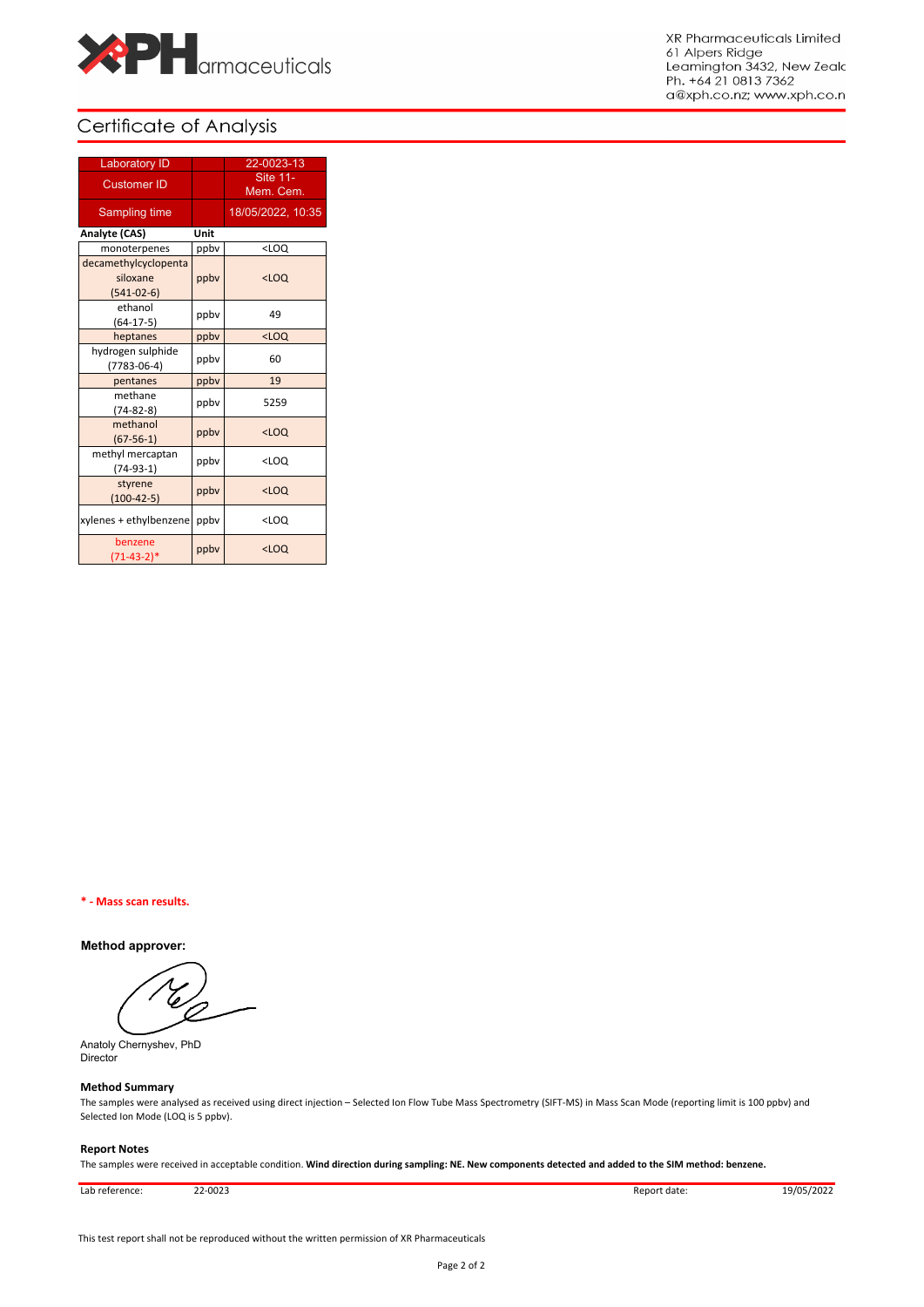XR Pharmaceuticals Limited
61 Alpers Ridge
Leamington 3432, New Zealc
Ph. +64 21 0813 7362
a@xph.co.nz; www.xph.co.n

# Certificate of Analysis

| Laboratory ID | | 22-0023-13 |
|---|---|---|
| Customer ID | | Site 11- Mem. Cem. |
| Sampling time | | 18/05/2022, 10:35 |
| **Analyte (CAS)** | **Unit** | |
| monoterpenes | ppbv | <LOQ |
| decamethylcyclopentasiloxane (541-02-6) | ppbv | <LOQ |
| ethanol (64-17-5) | ppbv | 49 |
| heptanes | ppbv | <LOQ |
| hydrogen sulphide (7783-06-4) | ppbv | 60 |
| pentanes | ppbv | 19 |
| methane (74-82-8) | ppbv | 5259 |
| methanol (67-56-1) | ppbv | <LOQ |
| methyl mercaptan (74-93-1) | ppbv | <LOQ |
| styrene (100-42-5) | ppbv | <LOQ |
| xylenes + ethylbenzene | ppbv | <LOQ |
| benzene (71-43-2)* | ppbv | <LOQ |

**\* - Mass scan results.**

**Method approver:**

Anatoly Chernyshev, PhD
Director

**Method Summary**

The samples were analysed as received using direct injection – Selected Ion Flow Tube Mass Spectrometry (SIFT-MS) in Mass Scan Mode (reporting limit is 100 ppbv) and Selected Ion Mode (LOQ is 5 ppbv).

**Report Notes**

The samples were received in acceptable condition. **Wind direction during sampling: NE. New components detected and added to the SIM method: benzene.**

Lab reference: 22-0023 Report date: 19/05/2022

This test report shall not be reproduced without the written permission of XR Pharmaceuticals